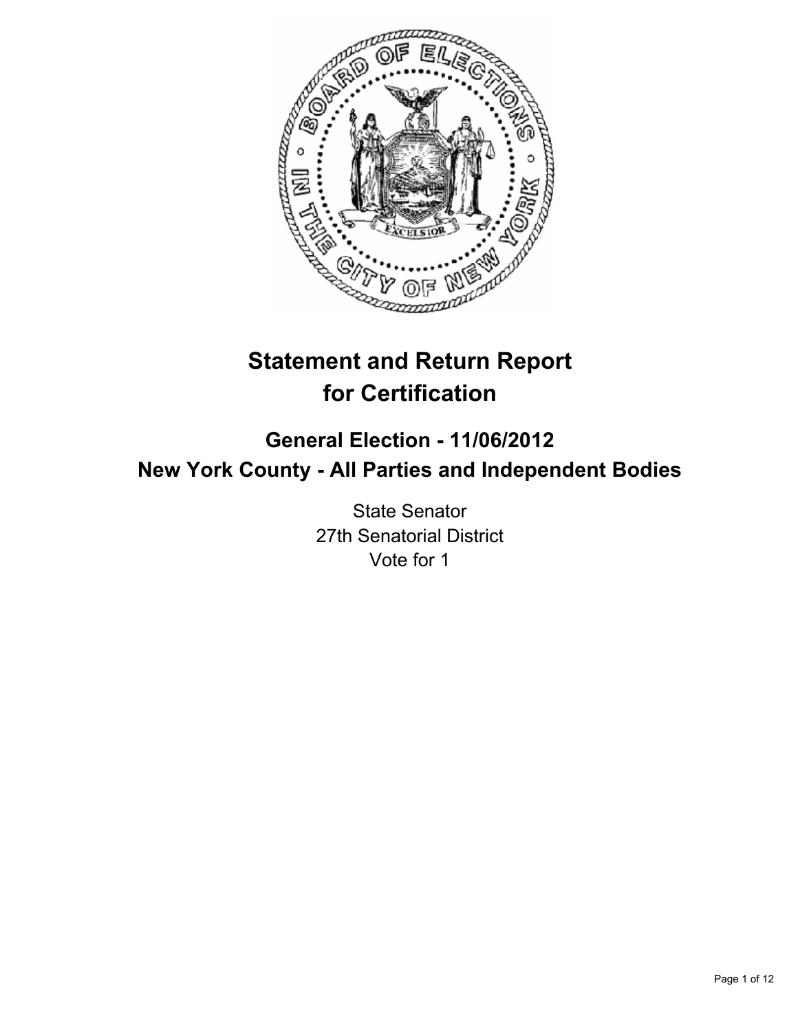# Statement and Return Report for Certification

## General Election - 11/06/2012
## New York County - All Parties and Independent Bodies

State Senator
27th Senatorial District
Vote for 1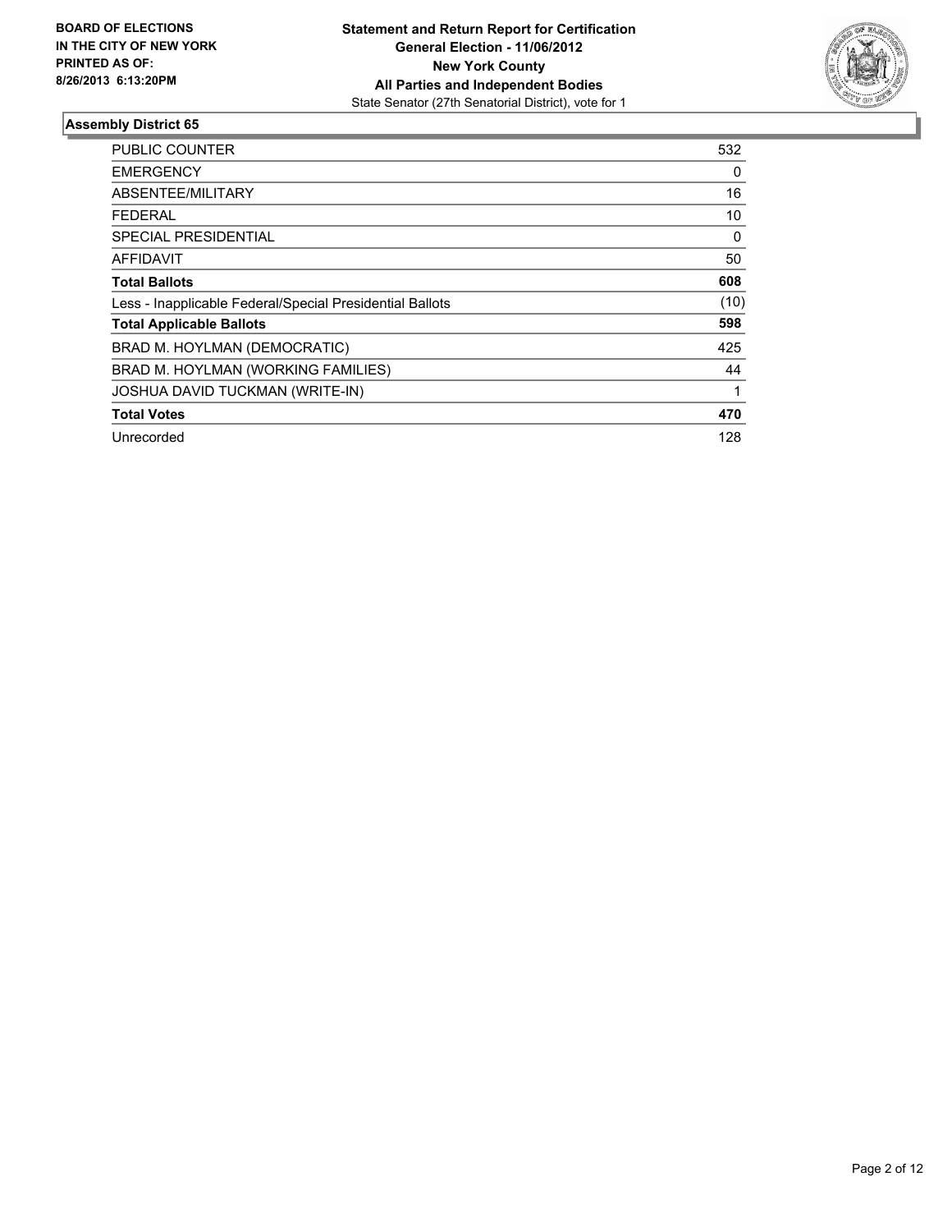**BOARD OF ELECTIONS IN THE CITY OF NEW YORK PRINTED AS OF: 8/26/2013 6:13:20PM**

**Statement and Return Report for Certification**
**General Election - 11/06/2012**
**New York County**
**All Parties and Independent Bodies**
State Senator (27th Senatorial District), vote for 1

## Assembly District 65

| | |
|---|---|
| PUBLIC COUNTER | 532 |
| EMERGENCY | 0 |
| ABSENTEE/MILITARY | 16 |
| FEDERAL | 10 |
| SPECIAL PRESIDENTIAL | 0 |
| AFFIDAVIT | 50 |
| **Total Ballots** | **608** |
| Less - Inapplicable Federal/Special Presidential Ballots | (10) |
| **Total Applicable Ballots** | **598** |
| BRAD M. HOYLMAN (DEMOCRATIC) | 425 |
| BRAD M. HOYLMAN (WORKING FAMILIES) | 44 |
| JOSHUA DAVID TUCKMAN (WRITE-IN) | 1 |
| **Total Votes** | **470** |
| Unrecorded | 128 |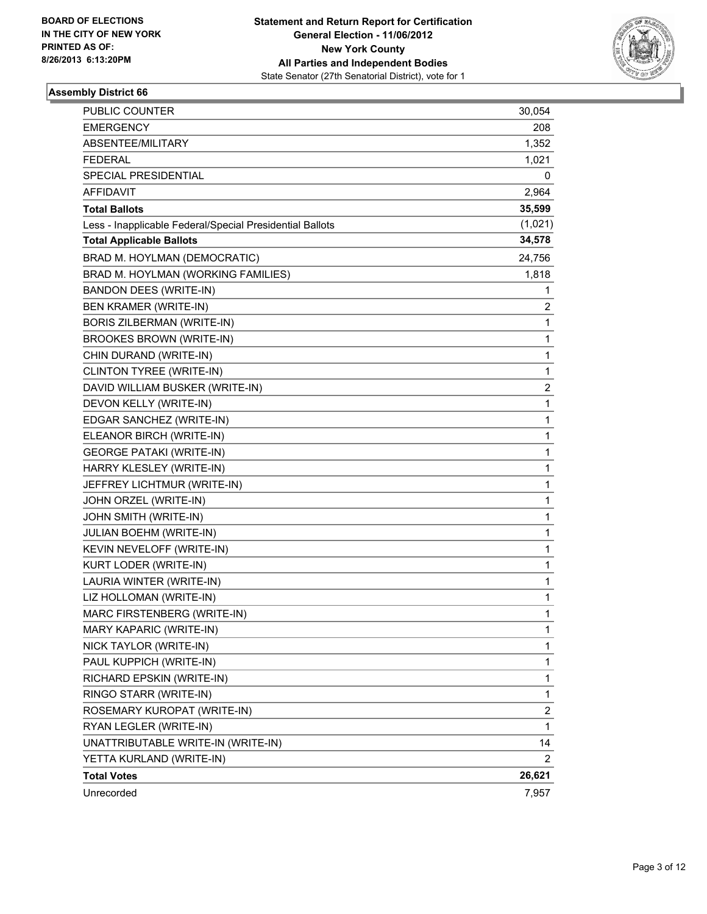**BOARD OF ELECTIONS IN THE CITY OF NEW YORK PRINTED AS OF: 8/26/2013 6:13:20PM**

**Statement and Return Report for Certification**
**General Election - 11/06/2012**
**New York County**
**All Parties and Independent Bodies**
State Senator (27th Senatorial District), vote for 1

### Assembly District 66

| | |
|---|---|
| PUBLIC COUNTER | 30,054 |
| EMERGENCY | 208 |
| ABSENTEE/MILITARY | 1,352 |
| FEDERAL | 1,021 |
| SPECIAL PRESIDENTIAL | 0 |
| AFFIDAVIT | 2,964 |
| **Total Ballots** | **35,599** |
| Less - Inapplicable Federal/Special Presidential Ballots | (1,021) |
| **Total Applicable Ballots** | **34,578** |
| BRAD M. HOYLMAN (DEMOCRATIC) | 24,756 |
| BRAD M. HOYLMAN (WORKING FAMILIES) | 1,818 |
| BANDON DEES (WRITE-IN) | 1 |
| BEN KRAMER (WRITE-IN) | 2 |
| BORIS ZILBERMAN (WRITE-IN) | 1 |
| BROOKES BROWN (WRITE-IN) | 1 |
| CHIN DURAND (WRITE-IN) | 1 |
| CLINTON TYREE (WRITE-IN) | 1 |
| DAVID WILLIAM BUSKER (WRITE-IN) | 2 |
| DEVON KELLY (WRITE-IN) | 1 |
| EDGAR SANCHEZ (WRITE-IN) | 1 |
| ELEANOR BIRCH (WRITE-IN) | 1 |
| GEORGE PATAKI (WRITE-IN) | 1 |
| HARRY KLESLEY (WRITE-IN) | 1 |
| JEFFREY LICHTMUR (WRITE-IN) | 1 |
| JOHN ORZEL (WRITE-IN) | 1 |
| JOHN SMITH (WRITE-IN) | 1 |
| JULIAN BOEHM (WRITE-IN) | 1 |
| KEVIN NEVELOFF (WRITE-IN) | 1 |
| KURT LODER (WRITE-IN) | 1 |
| LAURIA WINTER (WRITE-IN) | 1 |
| LIZ HOLLOMAN (WRITE-IN) | 1 |
| MARC FIRSTENBERG (WRITE-IN) | 1 |
| MARY KAPARIC (WRITE-IN) | 1 |
| NICK TAYLOR (WRITE-IN) | 1 |
| PAUL KUPPICH (WRITE-IN) | 1 |
| RICHARD EPSKIN (WRITE-IN) | 1 |
| RINGO STARR (WRITE-IN) | 1 |
| ROSEMARY KUROPAT (WRITE-IN) | 2 |
| RYAN LEGLER (WRITE-IN) | 1 |
| UNATTRIBUTABLE WRITE-IN (WRITE-IN) | 14 |
| YETTA KURLAND (WRITE-IN) | 2 |
| **Total Votes** | **26,621** |
| Unrecorded | 7,957 |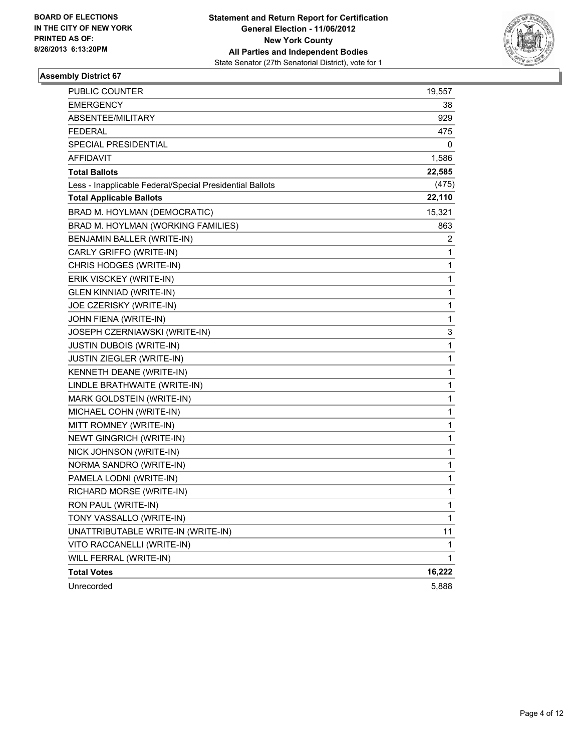BOARD OF ELECTIONS
IN THE CITY OF NEW YORK
PRINTED AS OF:
8/26/2013 6:13:20PM

**Statement and Return Report for Certification**
**General Election - 11/06/2012**
**New York County**
**All Parties and Independent Bodies**
State Senator (27th Senatorial District), vote for 1

### Assembly District 67

| | |
|---|---|
| PUBLIC COUNTER | 19,557 |
| EMERGENCY | 38 |
| ABSENTEE/MILITARY | 929 |
| FEDERAL | 475 |
| SPECIAL PRESIDENTIAL | 0 |
| AFFIDAVIT | 1,586 |
| **Total Ballots** | **22,585** |
| Less - Inapplicable Federal/Special Presidential Ballots | (475) |
| **Total Applicable Ballots** | **22,110** |
| BRAD M. HOYLMAN (DEMOCRATIC) | 15,321 |
| BRAD M. HOYLMAN (WORKING FAMILIES) | 863 |
| BENJAMIN BALLER (WRITE-IN) | 2 |
| CARLY GRIFFO (WRITE-IN) | 1 |
| CHRIS HODGES (WRITE-IN) | 1 |
| ERIK VISCKEY (WRITE-IN) | 1 |
| GLEN KINNIAD (WRITE-IN) | 1 |
| JOE CZERISKY (WRITE-IN) | 1 |
| JOHN FIENA (WRITE-IN) | 1 |
| JOSEPH CZERNIAWSKI (WRITE-IN) | 3 |
| JUSTIN DUBOIS (WRITE-IN) | 1 |
| JUSTIN ZIEGLER (WRITE-IN) | 1 |
| KENNETH DEANE (WRITE-IN) | 1 |
| LINDLE BRATHWAITE (WRITE-IN) | 1 |
| MARK GOLDSTEIN (WRITE-IN) | 1 |
| MICHAEL COHN (WRITE-IN) | 1 |
| MITT ROMNEY (WRITE-IN) | 1 |
| NEWT GINGRICH (WRITE-IN) | 1 |
| NICK JOHNSON (WRITE-IN) | 1 |
| NORMA SANDRO (WRITE-IN) | 1 |
| PAMELA LODNI (WRITE-IN) | 1 |
| RICHARD MORSE (WRITE-IN) | 1 |
| RON PAUL (WRITE-IN) | 1 |
| TONY VASSALLO (WRITE-IN) | 1 |
| UNATTRIBUTABLE WRITE-IN (WRITE-IN) | 11 |
| VITO RACCANELLI (WRITE-IN) | 1 |
| WILL FERRAL (WRITE-IN) | 1 |
| **Total Votes** | **16,222** |
| Unrecorded | 5,888 |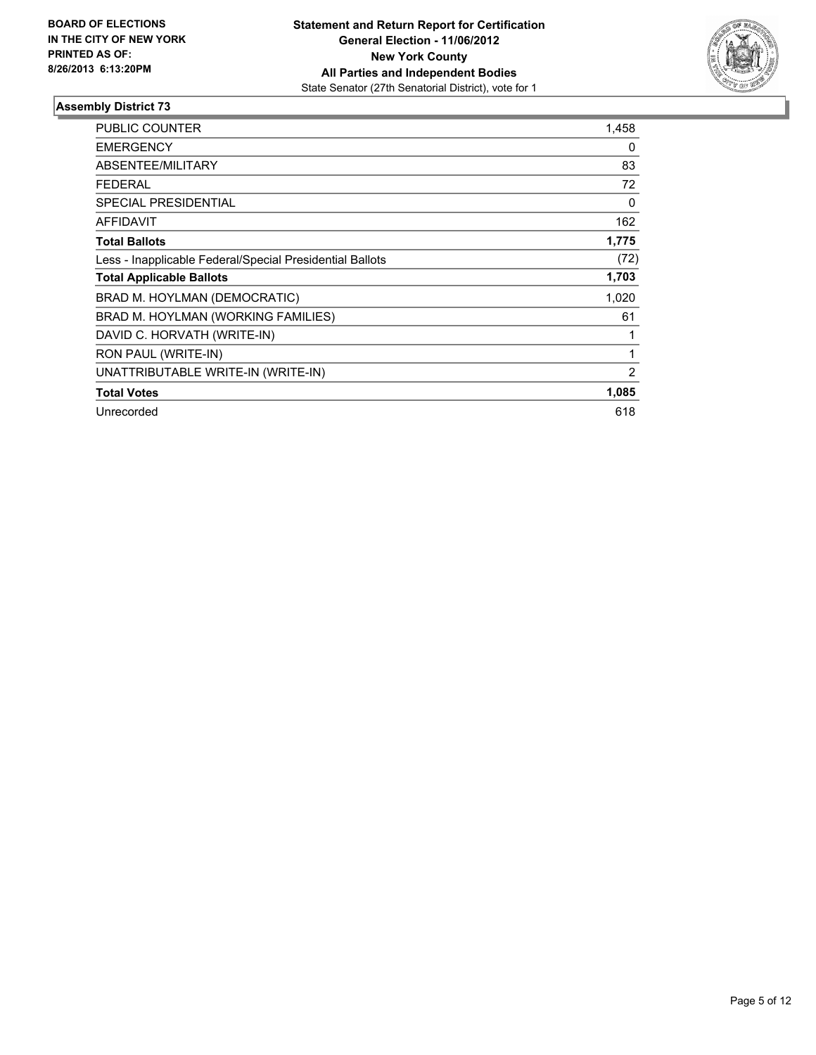**BOARD OF ELECTIONS IN THE CITY OF NEW YORK PRINTED AS OF: 8/26/2013 6:13:20PM**

**Statement and Return Report for Certification General Election - 11/06/2012 New York County All Parties and Independent Bodies**
State Senator (27th Senatorial District), vote for 1

## Assembly District 73

| | |
|---|---|
| PUBLIC COUNTER | 1,458 |
| EMERGENCY | 0 |
| ABSENTEE/MILITARY | 83 |
| FEDERAL | 72 |
| SPECIAL PRESIDENTIAL | 0 |
| AFFIDAVIT | 162 |
| **Total Ballots** | **1,775** |
| Less - Inapplicable Federal/Special Presidential Ballots | (72) |
| **Total Applicable Ballots** | **1,703** |
| BRAD M. HOYLMAN (DEMOCRATIC) | 1,020 |
| BRAD M. HOYLMAN (WORKING FAMILIES) | 61 |
| DAVID C. HORVATH (WRITE-IN) | 1 |
| RON PAUL (WRITE-IN) | 1 |
| UNATTRIBUTABLE WRITE-IN (WRITE-IN) | 2 |
| **Total Votes** | **1,085** |
| Unrecorded | 618 |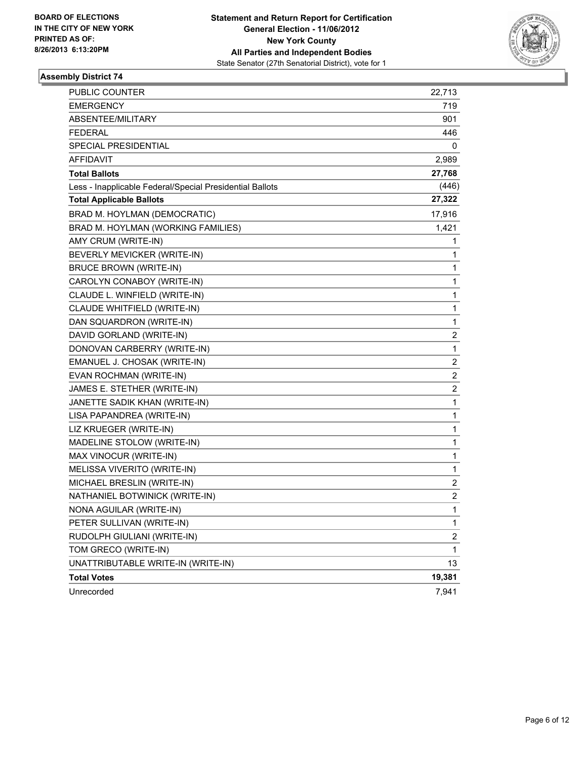**BOARD OF ELECTIONS IN THE CITY OF NEW YORK PRINTED AS OF: 8/26/2013 6:13:20PM**

**Statement and Return Report for Certification General Election - 11/06/2012 New York County All Parties and Independent Bodies**
State Senator (27th Senatorial District), vote for 1

## Assembly District 74

| | |
|---|---|
| PUBLIC COUNTER | 22,713 |
| EMERGENCY | 719 |
| ABSENTEE/MILITARY | 901 |
| FEDERAL | 446 |
| SPECIAL PRESIDENTIAL | 0 |
| AFFIDAVIT | 2,989 |
| **Total Ballots** | **27,768** |
| Less - Inapplicable Federal/Special Presidential Ballots | (446) |
| **Total Applicable Ballots** | **27,322** |
| BRAD M. HOYLMAN (DEMOCRATIC) | 17,916 |
| BRAD M. HOYLMAN (WORKING FAMILIES) | 1,421 |
| AMY CRUM (WRITE-IN) | 1 |
| BEVERLY MEVICKER (WRITE-IN) | 1 |
| BRUCE BROWN (WRITE-IN) | 1 |
| CAROLYN CONABOY (WRITE-IN) | 1 |
| CLAUDE L. WINFIELD (WRITE-IN) | 1 |
| CLAUDE WHITFIELD (WRITE-IN) | 1 |
| DAN SQUARDRON (WRITE-IN) | 1 |
| DAVID GORLAND (WRITE-IN) | 2 |
| DONOVAN CARBERRY (WRITE-IN) | 1 |
| EMANUEL J. CHOSAK (WRITE-IN) | 2 |
| EVAN ROCHMAN (WRITE-IN) | 2 |
| JAMES E. STETHER (WRITE-IN) | 2 |
| JANETTE SADIK KHAN (WRITE-IN) | 1 |
| LISA PAPANDREA (WRITE-IN) | 1 |
| LIZ KRUEGER (WRITE-IN) | 1 |
| MADELINE STOLOW (WRITE-IN) | 1 |
| MAX VINOCUR (WRITE-IN) | 1 |
| MELISSA VIVERITO (WRITE-IN) | 1 |
| MICHAEL BRESLIN (WRITE-IN) | 2 |
| NATHANIEL BOTWINICK (WRITE-IN) | 2 |
| NONA AGUILAR (WRITE-IN) | 1 |
| PETER SULLIVAN (WRITE-IN) | 1 |
| RUDOLPH GIULIANI (WRITE-IN) | 2 |
| TOM GRECO (WRITE-IN) | 1 |
| UNATTRIBUTABLE WRITE-IN (WRITE-IN) | 13 |
| **Total Votes** | **19,381** |
| Unrecorded | 7,941 |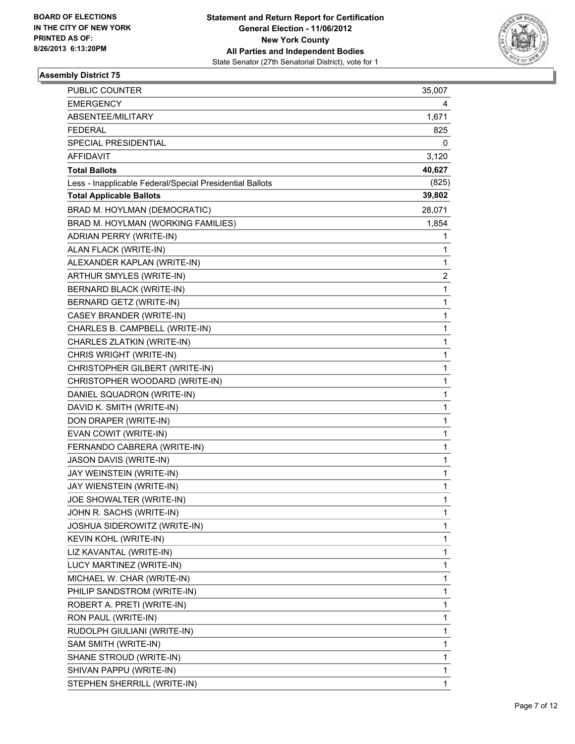BOARD OF ELECTIONS
IN THE CITY OF NEW YORK
PRINTED AS OF:
8/26/2013 6:13:20PM

**Statement and Return Report for Certification**
**General Election - 11/06/2012**
**New York County**
**All Parties and Independent Bodies**
State Senator (27th Senatorial District), vote for 1

## Assembly District 75

| | |
|---|---|
| PUBLIC COUNTER | 35,007 |
| EMERGENCY | 4 |
| ABSENTEE/MILITARY | 1,671 |
| FEDERAL | 825 |
| SPECIAL PRESIDENTIAL | 0 |
| AFFIDAVIT | 3,120 |
| **Total Ballots** | **40,627** |
| Less - Inapplicable Federal/Special Presidential Ballots | (825) |
| **Total Applicable Ballots** | **39,802** |
| BRAD M. HOYLMAN (DEMOCRATIC) | 28,071 |
| BRAD M. HOYLMAN (WORKING FAMILIES) | 1,854 |
| ADRIAN PERRY (WRITE-IN) | 1 |
| ALAN FLACK (WRITE-IN) | 1 |
| ALEXANDER KAPLAN (WRITE-IN) | 1 |
| ARTHUR SMYLES (WRITE-IN) | 2 |
| BERNARD BLACK (WRITE-IN) | 1 |
| BERNARD GETZ (WRITE-IN) | 1 |
| CASEY BRANDER (WRITE-IN) | 1 |
| CHARLES B. CAMPBELL (WRITE-IN) | 1 |
| CHARLES ZLATKIN (WRITE-IN) | 1 |
| CHRIS WRIGHT (WRITE-IN) | 1 |
| CHRISTOPHER GILBERT (WRITE-IN) | 1 |
| CHRISTOPHER WOODARD (WRITE-IN) | 1 |
| DANIEL SQUADRON (WRITE-IN) | 1 |
| DAVID K. SMITH (WRITE-IN) | 1 |
| DON DRAPER (WRITE-IN) | 1 |
| EVAN COWIT (WRITE-IN) | 1 |
| FERNANDO CABRERA (WRITE-IN) | 1 |
| JASON DAVIS (WRITE-IN) | 1 |
| JAY WEINSTEIN (WRITE-IN) | 1 |
| JAY WIENSTEIN (WRITE-IN) | 1 |
| JOE SHOWALTER (WRITE-IN) | 1 |
| JOHN R. SACHS (WRITE-IN) | 1 |
| JOSHUA SIDEROWITZ (WRITE-IN) | 1 |
| KEVIN KOHL (WRITE-IN) | 1 |
| LIZ KAVANTAL (WRITE-IN) | 1 |
| LUCY MARTINEZ (WRITE-IN) | 1 |
| MICHAEL W. CHAR (WRITE-IN) | 1 |
| PHILIP SANDSTROM (WRITE-IN) | 1 |
| ROBERT A. PRETI (WRITE-IN) | 1 |
| RON PAUL (WRITE-IN) | 1 |
| RUDOLPH GIULIANI (WRITE-IN) | 1 |
| SAM SMITH (WRITE-IN) | 1 |
| SHANE STROUD (WRITE-IN) | 1 |
| SHIVAN PAPPU (WRITE-IN) | 1 |
| STEPHEN SHERRILL (WRITE-IN) | 1 |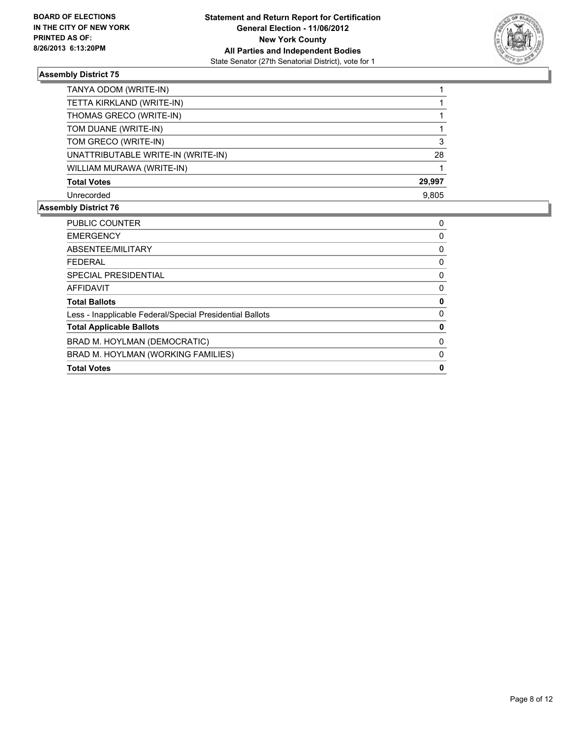## Assembly District 75

| | |
|---|---|
| TANYA ODOM (WRITE-IN) | 1 |
| TETTA KIRKLAND (WRITE-IN) | 1 |
| THOMAS GRECO (WRITE-IN) | 1 |
| TOM DUANE (WRITE-IN) | 1 |
| TOM GRECO (WRITE-IN) | 3 |
| UNATTRIBUTABLE WRITE-IN (WRITE-IN) | 28 |
| WILLIAM MURAWA (WRITE-IN) | 1 |
| **Total Votes** | **29,997** |
| Unrecorded | 9,805 |

## Assembly District 76

| | |
|---|---|
| PUBLIC COUNTER | 0 |
| EMERGENCY | 0 |
| ABSENTEE/MILITARY | 0 |
| FEDERAL | 0 |
| SPECIAL PRESIDENTIAL | 0 |
| AFFIDAVIT | 0 |
| **Total Ballots** | **0** |
| Less - Inapplicable Federal/Special Presidential Ballots | 0 |
| **Total Applicable Ballots** | **0** |
| BRAD M. HOYLMAN (DEMOCRATIC) | 0 |
| BRAD M. HOYLMAN (WORKING FAMILIES) | 0 |
| **Total Votes** | **0** |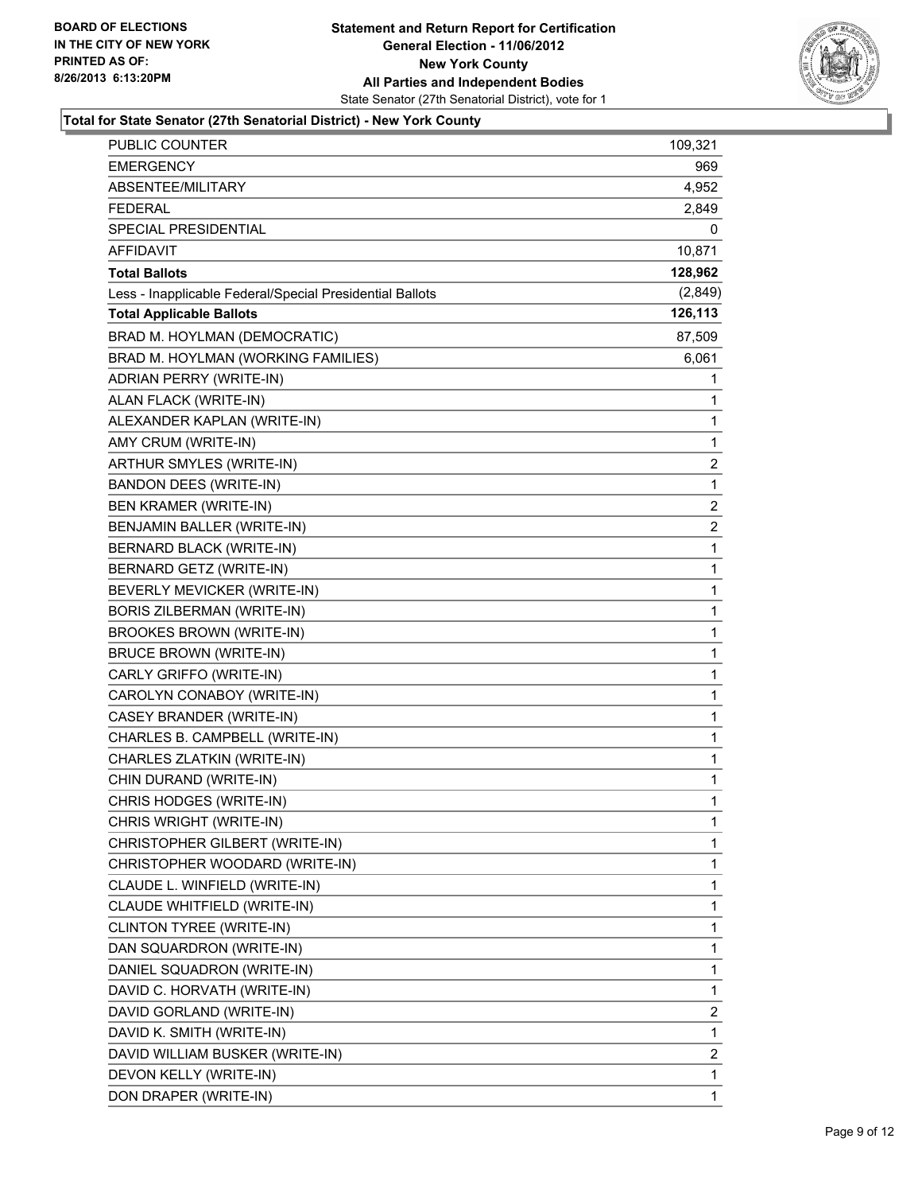**BOARD OF ELECTIONS IN THE CITY OF NEW YORK PRINTED AS OF: 8/26/2013 6:13:20PM**

# Statement and Return Report for Certification
## General Election - 11/06/2012
## New York County
## All Parties and Independent Bodies
State Senator (27th Senatorial District), vote for 1

### Total for State Senator (27th Senatorial District) - New York County

| | |
|---|---|
| PUBLIC COUNTER | 109,321 |
| EMERGENCY | 969 |
| ABSENTEE/MILITARY | 4,952 |
| FEDERAL | 2,849 |
| SPECIAL PRESIDENTIAL | 0 |
| AFFIDAVIT | 10,871 |
| **Total Ballots** | **128,962** |
| Less - Inapplicable Federal/Special Presidential Ballots | (2,849) |
| **Total Applicable Ballots** | **126,113** |
| BRAD M. HOYLMAN (DEMOCRATIC) | 87,509 |
| BRAD M. HOYLMAN (WORKING FAMILIES) | 6,061 |
| ADRIAN PERRY (WRITE-IN) | 1 |
| ALAN FLACK (WRITE-IN) | 1 |
| ALEXANDER KAPLAN (WRITE-IN) | 1 |
| AMY CRUM (WRITE-IN) | 1 |
| ARTHUR SMYLES (WRITE-IN) | 2 |
| BANDON DEES (WRITE-IN) | 1 |
| BEN KRAMER (WRITE-IN) | 2 |
| BENJAMIN BALLER (WRITE-IN) | 2 |
| BERNARD BLACK (WRITE-IN) | 1 |
| BERNARD GETZ (WRITE-IN) | 1 |
| BEVERLY MEVICKER (WRITE-IN) | 1 |
| BORIS ZILBERMAN (WRITE-IN) | 1 |
| BROOKES BROWN (WRITE-IN) | 1 |
| BRUCE BROWN (WRITE-IN) | 1 |
| CARLY GRIFFO (WRITE-IN) | 1 |
| CAROLYN CONABOY (WRITE-IN) | 1 |
| CASEY BRANDER (WRITE-IN) | 1 |
| CHARLES B. CAMPBELL (WRITE-IN) | 1 |
| CHARLES ZLATKIN (WRITE-IN) | 1 |
| CHIN DURAND (WRITE-IN) | 1 |
| CHRIS HODGES (WRITE-IN) | 1 |
| CHRIS WRIGHT (WRITE-IN) | 1 |
| CHRISTOPHER GILBERT (WRITE-IN) | 1 |
| CHRISTOPHER WOODARD (WRITE-IN) | 1 |
| CLAUDE L. WINFIELD (WRITE-IN) | 1 |
| CLAUDE WHITFIELD (WRITE-IN) | 1 |
| CLINTON TYREE (WRITE-IN) | 1 |
| DAN SQUARDRON (WRITE-IN) | 1 |
| DANIEL SQUADRON (WRITE-IN) | 1 |
| DAVID C. HORVATH (WRITE-IN) | 1 |
| DAVID GORLAND (WRITE-IN) | 2 |
| DAVID K. SMITH (WRITE-IN) | 1 |
| DAVID WILLIAM BUSKER (WRITE-IN) | 2 |
| DEVON KELLY (WRITE-IN) | 1 |
| DON DRAPER (WRITE-IN) | 1 |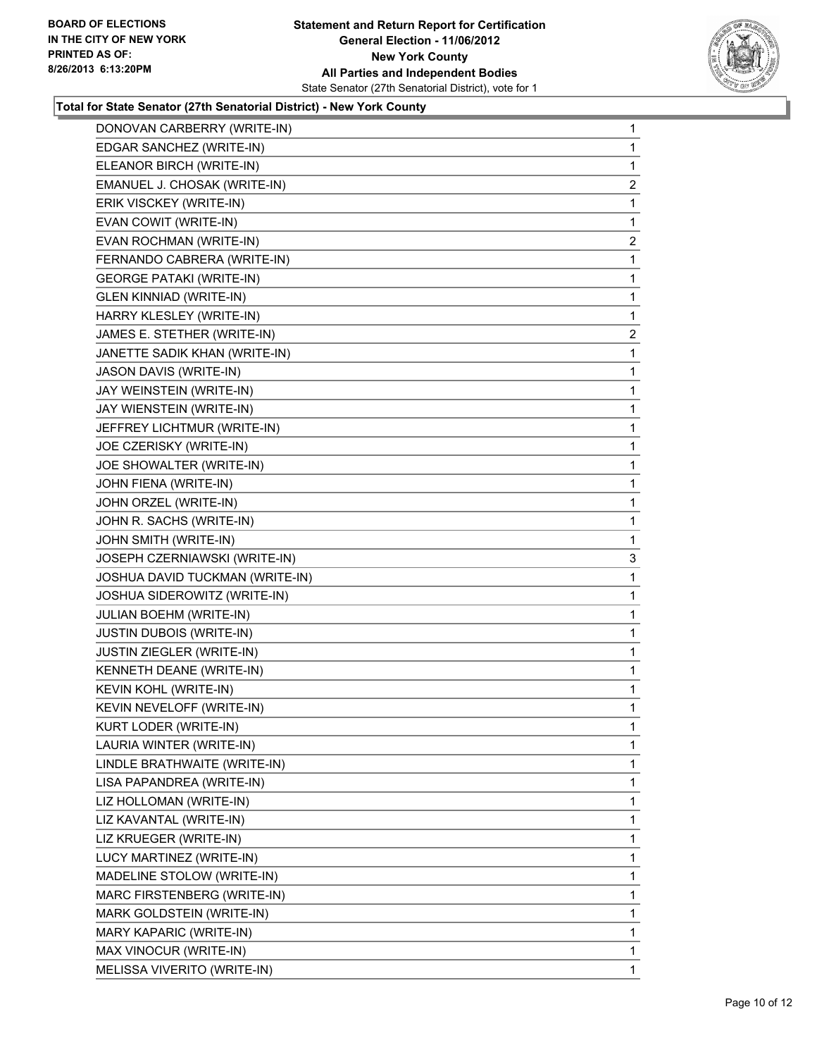**BOARD OF ELECTIONS IN THE CITY OF NEW YORK PRINTED AS OF: 8/26/2013 6:13:20PM**

**Statement and Return Report for Certification**
**General Election - 11/06/2012**
**New York County**
**All Parties and Independent Bodies**
State Senator (27th Senatorial District), vote for 1

**Total for State Senator (27th Senatorial District) - New York County**

| Candidate | Votes |
|---|---|
| DONOVAN CARBERRY (WRITE-IN) | 1 |
| EDGAR SANCHEZ (WRITE-IN) | 1 |
| ELEANOR BIRCH (WRITE-IN) | 1 |
| EMANUEL J. CHOSAK (WRITE-IN) | 2 |
| ERIK VISCKEY (WRITE-IN) | 1 |
| EVAN COWIT (WRITE-IN) | 1 |
| EVAN ROCHMAN (WRITE-IN) | 2 |
| FERNANDO CABRERA (WRITE-IN) | 1 |
| GEORGE PATAKI (WRITE-IN) | 1 |
| GLEN KINNIAD (WRITE-IN) | 1 |
| HARRY KLESLEY (WRITE-IN) | 1 |
| JAMES E. STETHER (WRITE-IN) | 2 |
| JANETTE SADIK KHAN (WRITE-IN) | 1 |
| JASON DAVIS (WRITE-IN) | 1 |
| JAY WEINSTEIN (WRITE-IN) | 1 |
| JAY WIENSTEIN (WRITE-IN) | 1 |
| JEFFREY LICHTMUR (WRITE-IN) | 1 |
| JOE CZERISKY (WRITE-IN) | 1 |
| JOE SHOWALTER (WRITE-IN) | 1 |
| JOHN FIENA (WRITE-IN) | 1 |
| JOHN ORZEL (WRITE-IN) | 1 |
| JOHN R. SACHS (WRITE-IN) | 1 |
| JOHN SMITH (WRITE-IN) | 1 |
| JOSEPH CZERNIAWSKI (WRITE-IN) | 3 |
| JOSHUA DAVID TUCKMAN (WRITE-IN) | 1 |
| JOSHUA SIDEROWITZ (WRITE-IN) | 1 |
| JULIAN BOEHM (WRITE-IN) | 1 |
| JUSTIN DUBOIS (WRITE-IN) | 1 |
| JUSTIN ZIEGLER (WRITE-IN) | 1 |
| KENNETH DEANE (WRITE-IN) | 1 |
| KEVIN KOHL (WRITE-IN) | 1 |
| KEVIN NEVELOFF (WRITE-IN) | 1 |
| KURT LODER (WRITE-IN) | 1 |
| LAURIA WINTER (WRITE-IN) | 1 |
| LINDLE BRATHWAITE (WRITE-IN) | 1 |
| LISA PAPANDREA (WRITE-IN) | 1 |
| LIZ HOLLOMAN (WRITE-IN) | 1 |
| LIZ KAVANTAL (WRITE-IN) | 1 |
| LIZ KRUEGER (WRITE-IN) | 1 |
| LUCY MARTINEZ (WRITE-IN) | 1 |
| MADELINE STOLOW (WRITE-IN) | 1 |
| MARC FIRSTENBERG (WRITE-IN) | 1 |
| MARK GOLDSTEIN (WRITE-IN) | 1 |
| MARY KAPARIC (WRITE-IN) | 1 |
| MAX VINOCUR (WRITE-IN) | 1 |
| MELISSA VIVERITO (WRITE-IN) | 1 |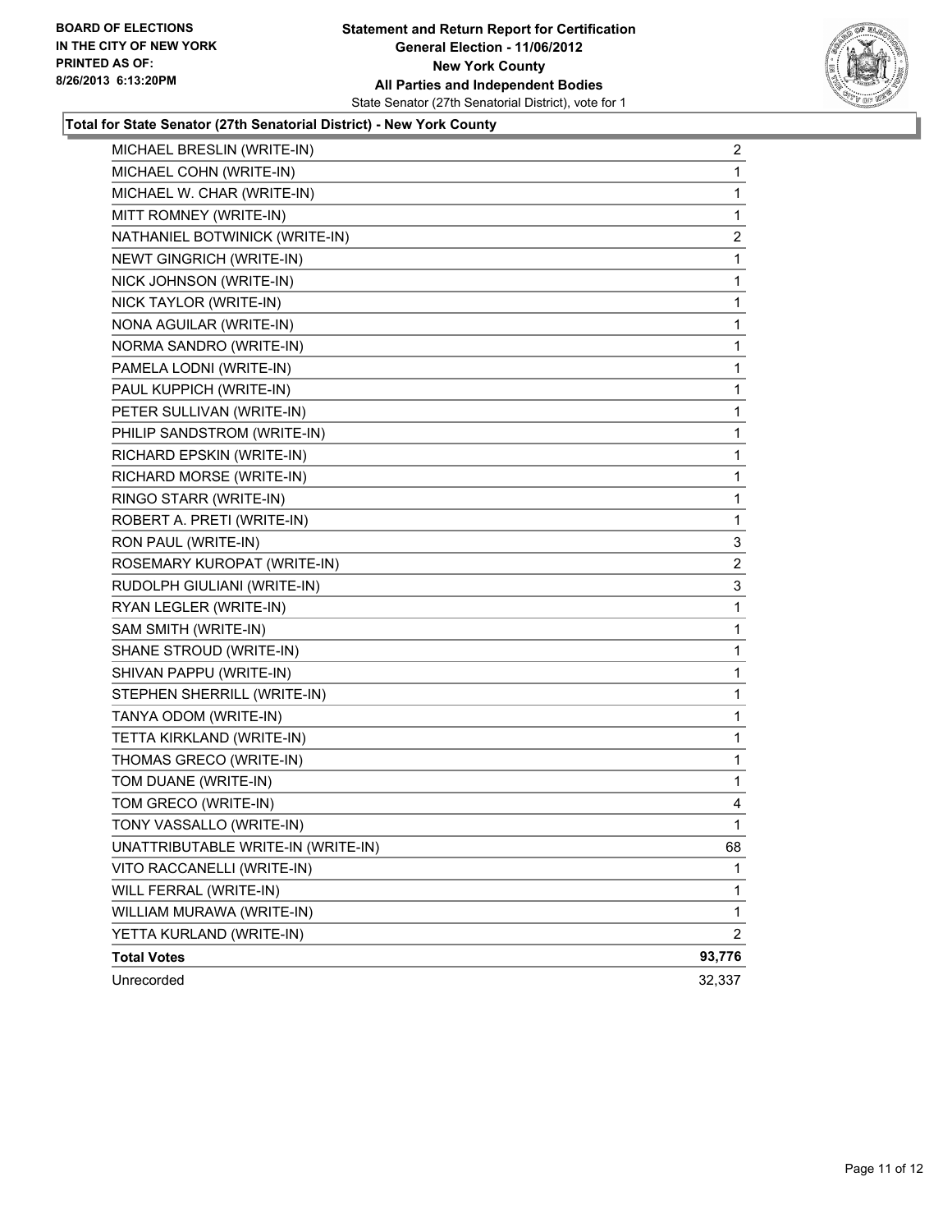BOARD OF ELECTIONS
IN THE CITY OF NEW YORK
PRINTED AS OF:
8/26/2013 6:13:20PM

**Statement and Return Report for Certification**
**General Election - 11/06/2012**
**New York County**
**All Parties and Independent Bodies**
State Senator (27th Senatorial District), vote for 1

**Total for State Senator (27th Senatorial District) - New York County**

| | |
|---|---|
| MICHAEL BRESLIN (WRITE-IN) | 2 |
| MICHAEL COHN (WRITE-IN) | 1 |
| MICHAEL W. CHAR (WRITE-IN) | 1 |
| MITT ROMNEY (WRITE-IN) | 1 |
| NATHANIEL BOTWINICK (WRITE-IN) | 2 |
| NEWT GINGRICH (WRITE-IN) | 1 |
| NICK JOHNSON (WRITE-IN) | 1 |
| NICK TAYLOR (WRITE-IN) | 1 |
| NONA AGUILAR (WRITE-IN) | 1 |
| NORMA SANDRO (WRITE-IN) | 1 |
| PAMELA LODNI (WRITE-IN) | 1 |
| PAUL KUPPICH (WRITE-IN) | 1 |
| PETER SULLIVAN (WRITE-IN) | 1 |
| PHILIP SANDSTROM (WRITE-IN) | 1 |
| RICHARD EPSKIN (WRITE-IN) | 1 |
| RICHARD MORSE (WRITE-IN) | 1 |
| RINGO STARR (WRITE-IN) | 1 |
| ROBERT A. PRETI (WRITE-IN) | 1 |
| RON PAUL (WRITE-IN) | 3 |
| ROSEMARY KUROPAT (WRITE-IN) | 2 |
| RUDOLPH GIULIANI (WRITE-IN) | 3 |
| RYAN LEGLER (WRITE-IN) | 1 |
| SAM SMITH (WRITE-IN) | 1 |
| SHANE STROUD (WRITE-IN) | 1 |
| SHIVAN PAPPU (WRITE-IN) | 1 |
| STEPHEN SHERRILL (WRITE-IN) | 1 |
| TANYA ODOM (WRITE-IN) | 1 |
| TETTA KIRKLAND (WRITE-IN) | 1 |
| THOMAS GRECO (WRITE-IN) | 1 |
| TOM DUANE (WRITE-IN) | 1 |
| TOM GRECO (WRITE-IN) | 4 |
| TONY VASSALLO (WRITE-IN) | 1 |
| UNATTRIBUTABLE WRITE-IN (WRITE-IN) | 68 |
| VITO RACCANELLI (WRITE-IN) | 1 |
| WILL FERRAL (WRITE-IN) | 1 |
| WILLIAM MURAWA (WRITE-IN) | 1 |
| YETTA KURLAND (WRITE-IN) | 2 |
| **Total Votes** | **93,776** |
| Unrecorded | 32,337 |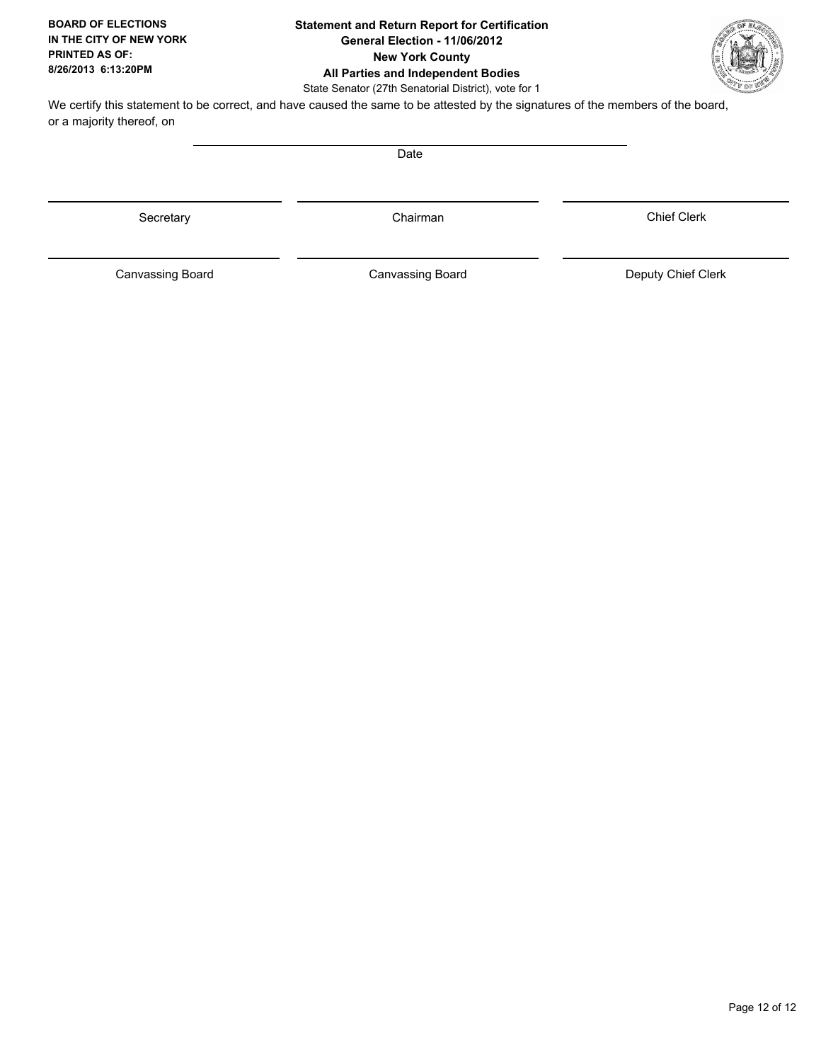**BOARD OF ELECTIONS IN THE CITY OF NEW YORK**
**PRINTED AS OF:**
**8/26/2013 6:13:20PM**

**Statement and Return Report for Certification**
**General Election - 11/06/2012**
**New York County**
**All Parties and Independent Bodies**
State Senator (27th Senatorial District), vote for 1

We certify this statement to be correct, and have caused the same to be attested by the signatures of the members of the board, or a majority thereof, on

______________________________
Date

______________________________
Secretary

______________________________
Chairman

______________________________
Chief Clerk

______________________________
Canvassing Board

______________________________
Canvassing Board

______________________________
Deputy Chief Clerk